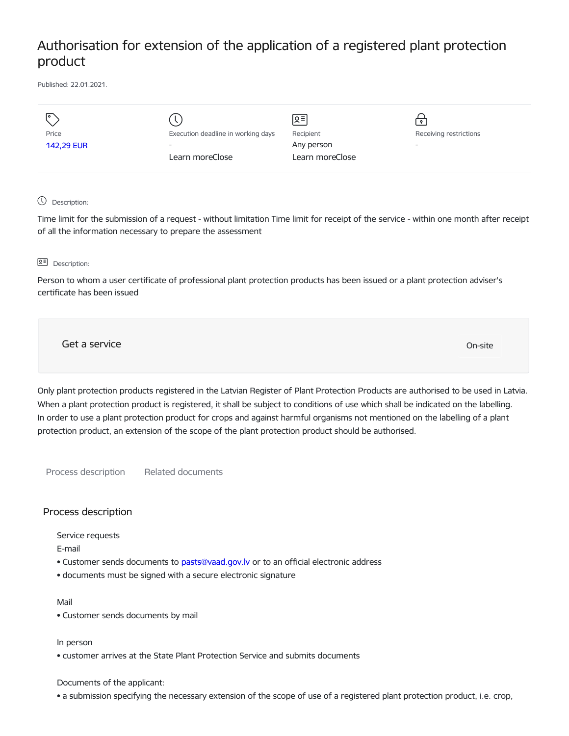# Authorisation for extension of the application of a registered plant protection product

Published: 22.01.2021.

| Price | Execution deadline in working days | Recipient | Receiving restrictions |
| --- | --- | --- | --- |
| 142,29 EUR | - | Any person | - |
| | Learn moreClose | Learn moreClose | |

Description:

Time limit for the submission of a request - without limitation Time limit for receipt of the service - within one month after receipt of all the information necessary to prepare the assessment

Description:

Person to whom a user certificate of professional plant protection products has been issued or a plant protection adviser's certificate has been issued

Get a service

On-site

Only plant protection products registered in the Latvian Register of Plant Protection Products are authorised to be used in Latvia. When a plant protection product is registered, it shall be subject to conditions of use which shall be indicated on the labelling. In order to use a plant protection product for crops and against harmful organisms not mentioned on the labelling of a plant protection product, an extension of the scope of the plant protection product should be authorised.

Process description    Related documents

## Process description

Service requests

E-mail

- Customer sends documents to pasts@vaad.gov.lv or to an official electronic address
- documents must be signed with a secure electronic signature

Mail

- Customer sends documents by mail

In person

- customer arrives at the State Plant Protection Service and submits documents

Documents of the applicant:

- a submission specifying the necessary extension of the scope of use of a registered plant protection product, i.e. crop,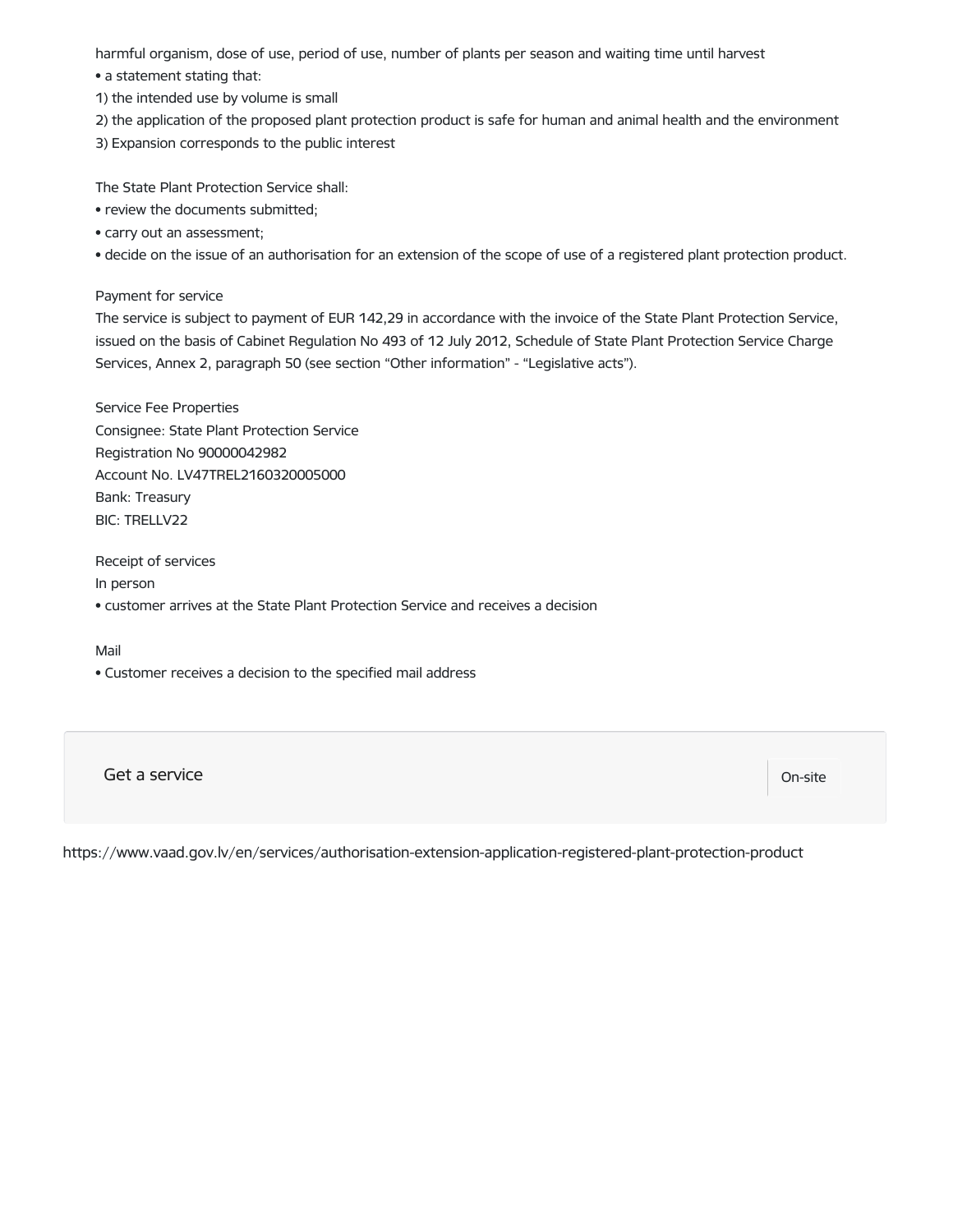harmful organism, dose of use, period of use, number of plants per season and waiting time until harvest

- a statement stating that:

1) the intended use by volume is small
2) the application of the proposed plant protection product is safe for human and animal health and the environment
3) Expansion corresponds to the public interest

The State Plant Protection Service shall:

- review the documents submitted;
- carry out an assessment;
- decide on the issue of an authorisation for an extension of the scope of use of a registered plant protection product.

Payment for service

The service is subject to payment of EUR 142,29 in accordance with the invoice of the State Plant Protection Service, issued on the basis of Cabinet Regulation No 493 of 12 July 2012, Schedule of State Plant Protection Service Charge Services, Annex 2, paragraph 50 (see section "Other information" - "Legislative acts").

Service Fee Properties

Consignee: State Plant Protection Service
Registration No 90000042982
Account No. LV47TREL2160320005000
Bank: Treasury
BIC: TRELLV22

Receipt of services

In person

- customer arrives at the State Plant Protection Service and receives a decision

Mail

- Customer receives a decision to the specified mail address

Get a service | On-site

https://www.vaad.gov.lv/en/services/authorisation-extension-application-registered-plant-protection-product